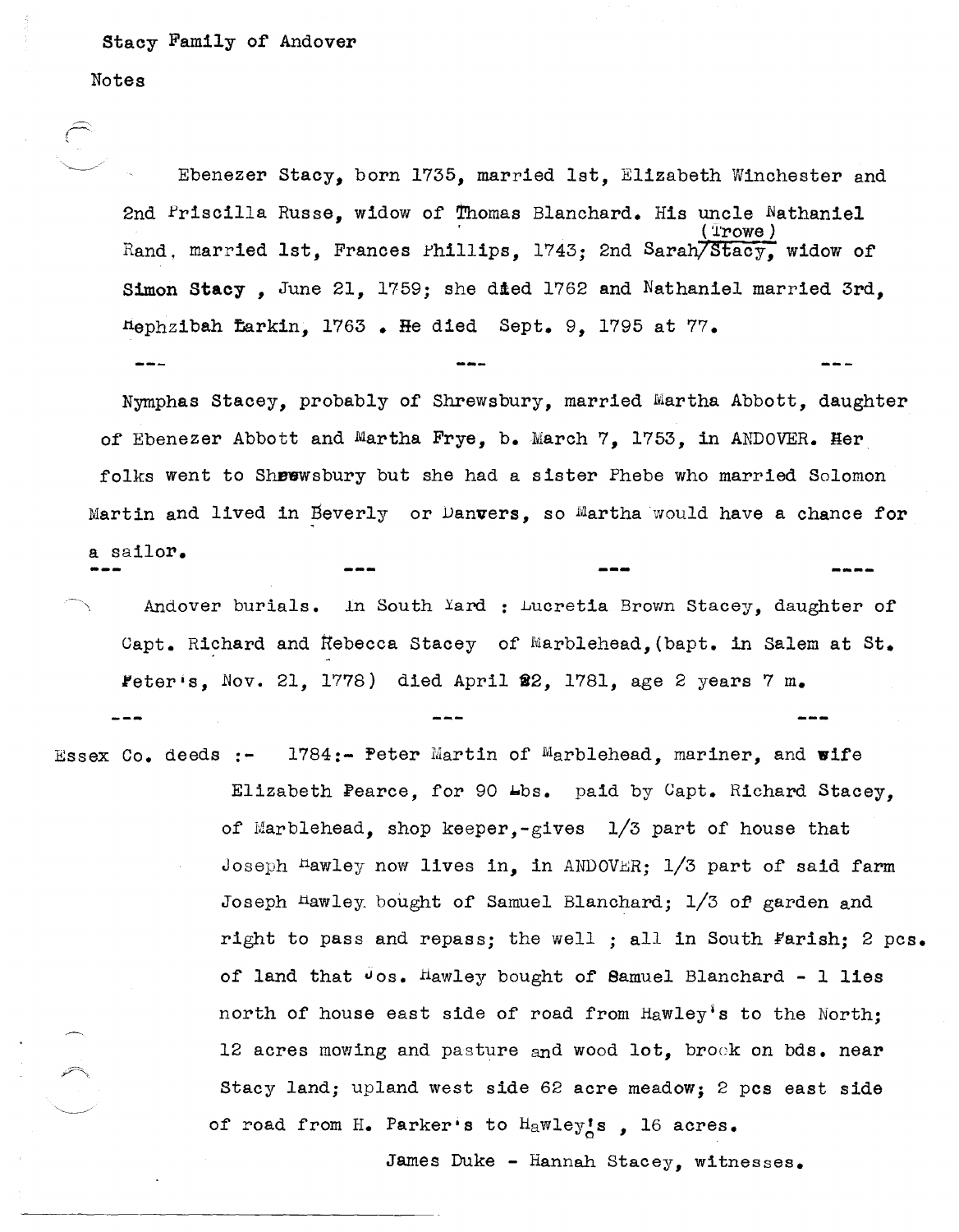Stacy Family of Andover

Notes

Ebenezer Stacy, born 1735, married 1st, Elizabeth Winchester and 2nd Priscilla Russe, widow of Thomas Blanchard. His uncle Nathaniel Rand, married 1st, Frances Phillips, 1743; 2nd Sarah (Trowe) Stacy, widow of Simon Stacy, June 21, 1759; she died 1762 and Nathaniel married 3rd, Hephzibah Larkin, 1763. He died Sept. 9, 1795 at 77.

--- --- ---

Nymphas Stacey, probably of Shrewsbury, married Martha Abbott, daughter of Ebenezer Abbott and Martha Frye, b. March 7, 1753, in ANDOVER. Her folks went to Shrewsbury but she had a sister Phebe who married Solomon Martin and lived in Beverly or Danvers, so Martha would have a chance for a sailor.

--- --- --- ----

Andover burials. In South Yard : Lucretia Brown Stacey, daughter of Capt. Richard and Rebecca Stacey of Marblehead, (bapt. in Salem at St. Peter's, Nov. 21, 1778) died April 22, 1781, age 2 years 7 m.

--- --- ---

Essex Co. deeds :- 1784:- Peter Martin of Marblehead, mariner, and wife Elizabeth Pearce, for 90 Lbs. paid by Capt. Richard Stacey, of Marblehead, shop keeper,-gives 1/3 part of house that Joseph Hawley now lives in, in ANDOVER; 1/3 part of said farm Joseph Hawley bought of Samuel Blanchard; 1/3 of garden and right to pass and repass; the well ; all in South Parish; 2 pcs. of land that Jos. Hawley bought of Samuel Blanchard - 1 lies north of house east side of road from Hawley's to the North; 12 acres mowing and pasture and wood lot, brook on bds. near Stacy land; upland west side 62 acre meadow; 2 pcs east side of road from H. Parker's to Hawley's , 16 acres.

James Duke - Hannah Stacey, witnesses.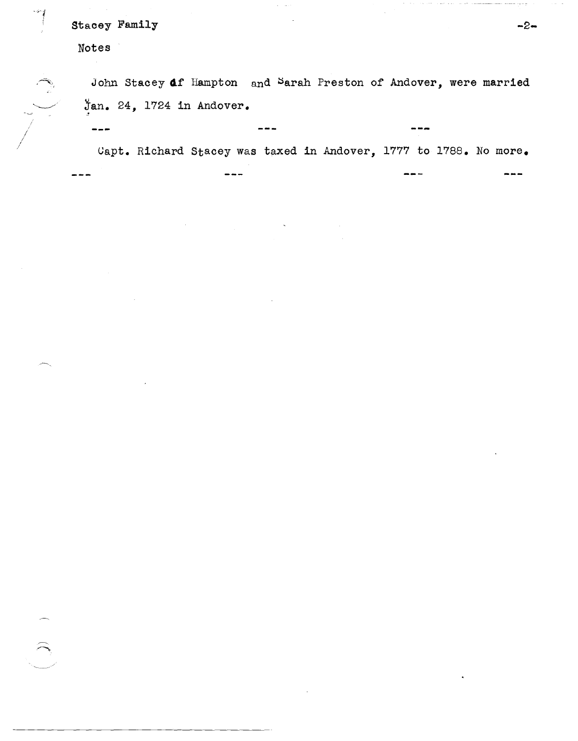Notes

John Stacey of Hampton and Sarah Preston of Andover, were married Jan. 24, 1724 in Andover.

--- --- ---

Capt. Richard Stacey was taxed in Andover, 1777 to 1788. No more.

--- --- --- ---